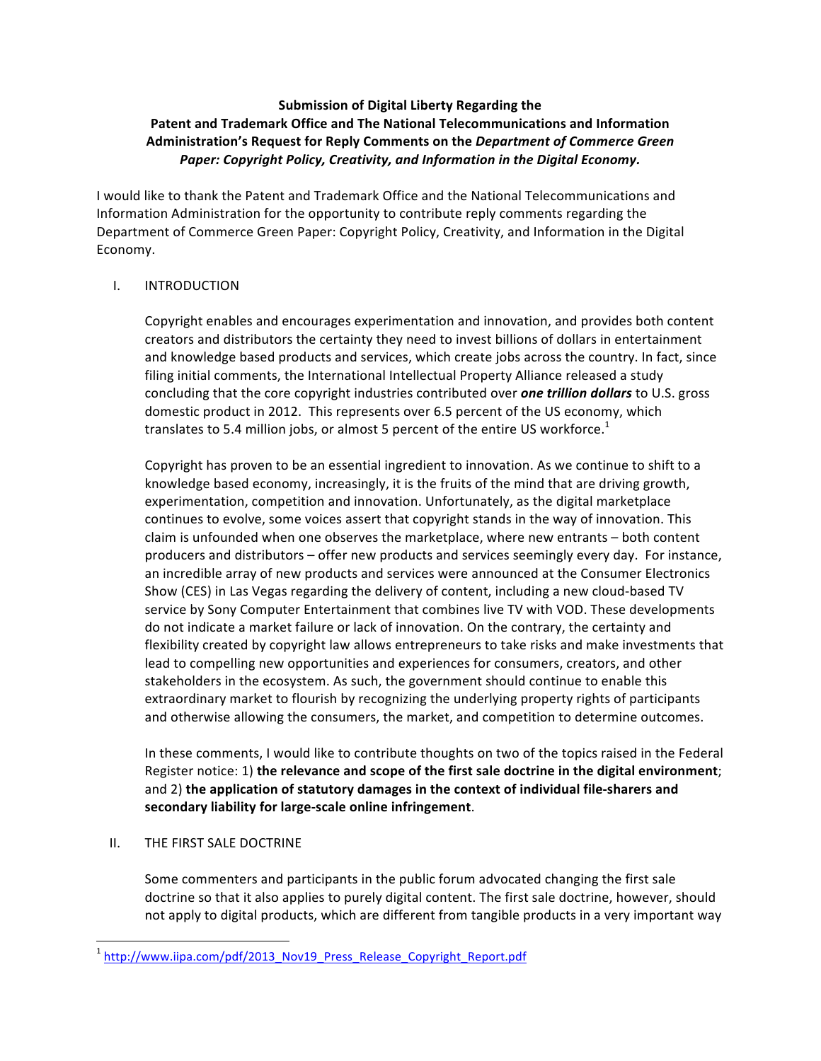**Submission of Digital Liberty Regarding the Patent and Trademark Office and The National Telecommunications and Information Administration's Request for Reply Comments on the *Department of Commerce Green Paper: Copyright Policy, Creativity, and Information in the Digital Economy.***

I would like to thank the Patent and Trademark Office and the National Telecommunications and Information Administration for the opportunity to contribute reply comments regarding the Department of Commerce Green Paper: Copyright Policy, Creativity, and Information in the Digital Economy.

## I. INTRODUCTION

Copyright enables and encourages experimentation and innovation, and provides both content creators and distributors the certainty they need to invest billions of dollars in entertainment and knowledge based products and services, which create jobs across the country. In fact, since filing initial comments, the International Intellectual Property Alliance released a study concluding that the core copyright industries contributed over ***one trillion dollars*** to U.S. gross domestic product in 2012. This represents over 6.5 percent of the US economy, which translates to 5.4 million jobs, or almost 5 percent of the entire US workforce.[1]

Copyright has proven to be an essential ingredient to innovation. As we continue to shift to a knowledge based economy, increasingly, it is the fruits of the mind that are driving growth, experimentation, competition and innovation. Unfortunately, as the digital marketplace continues to evolve, some voices assert that copyright stands in the way of innovation. This claim is unfounded when one observes the marketplace, where new entrants – both content producers and distributors – offer new products and services seemingly every day. For instance, an incredible array of new products and services were announced at the Consumer Electronics Show (CES) in Las Vegas regarding the delivery of content, including a new cloud-based TV service by Sony Computer Entertainment that combines live TV with VOD. These developments do not indicate a market failure or lack of innovation. On the contrary, the certainty and flexibility created by copyright law allows entrepreneurs to take risks and make investments that lead to compelling new opportunities and experiences for consumers, creators, and other stakeholders in the ecosystem. As such, the government should continue to enable this extraordinary market to flourish by recognizing the underlying property rights of participants and otherwise allowing the consumers, the market, and competition to determine outcomes.

In these comments, I would like to contribute thoughts on two of the topics raised in the Federal Register notice: 1) **the relevance and scope of the first sale doctrine in the digital environment**; and 2) **the application of statutory damages in the context of individual file-sharers and secondary liability for large-scale online infringement**.

## II. THE FIRST SALE DOCTRINE

Some commenters and participants in the public forum advocated changing the first sale doctrine so that it also applies to purely digital content. The first sale doctrine, however, should not apply to digital products, which are different from tangible products in a very important way

---

[1] http://www.iipa.com/pdf/2013_Nov19_Press_Release_Copyright_Report.pdf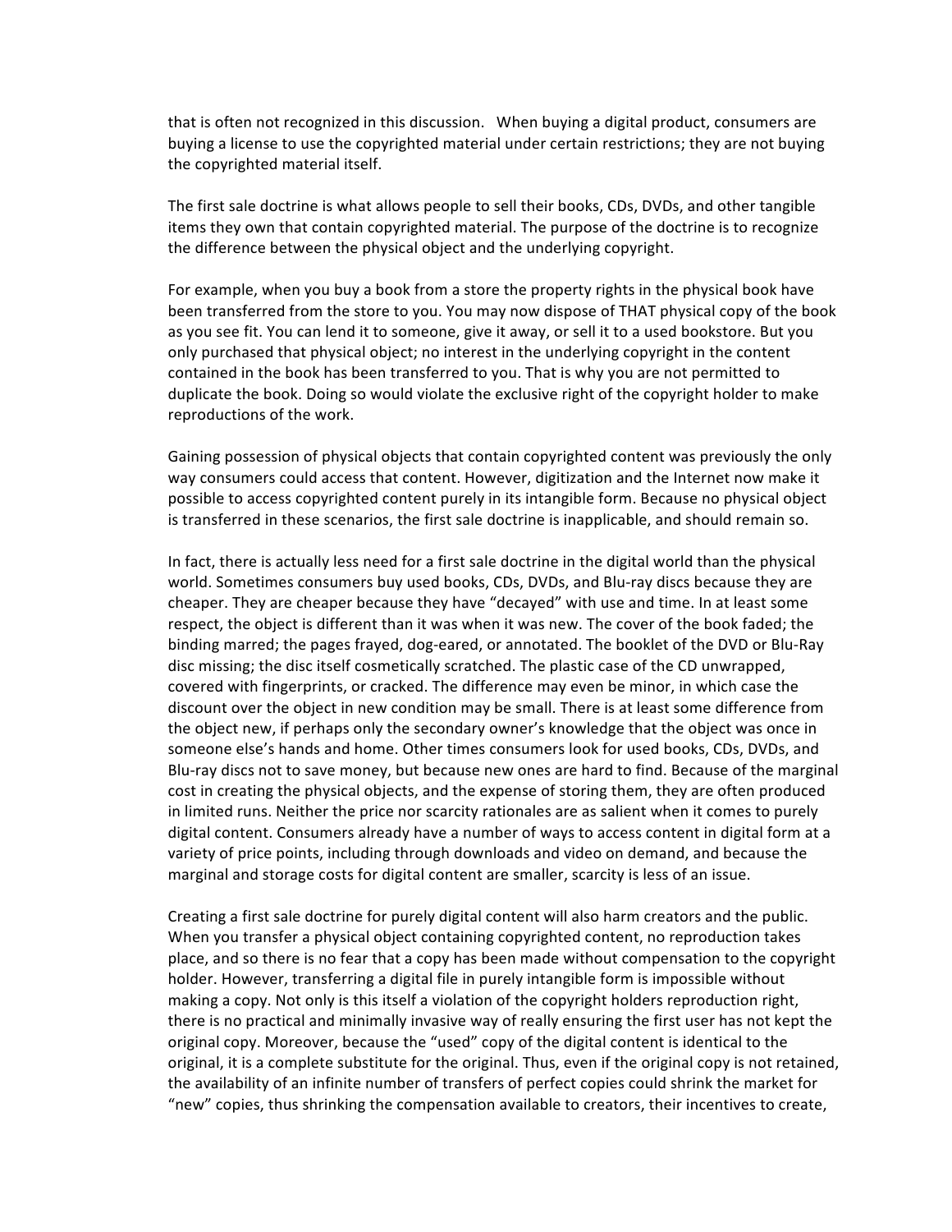that is often not recognized in this discussion. When buying a digital product, consumers are buying a license to use the copyrighted material under certain restrictions; they are not buying the copyrighted material itself.

The first sale doctrine is what allows people to sell their books, CDs, DVDs, and other tangible items they own that contain copyrighted material. The purpose of the doctrine is to recognize the difference between the physical object and the underlying copyright.

For example, when you buy a book from a store the property rights in the physical book have been transferred from the store to you. You may now dispose of THAT physical copy of the book as you see fit. You can lend it to someone, give it away, or sell it to a used bookstore. But you only purchased that physical object; no interest in the underlying copyright in the content contained in the book has been transferred to you. That is why you are not permitted to duplicate the book. Doing so would violate the exclusive right of the copyright holder to make reproductions of the work.

Gaining possession of physical objects that contain copyrighted content was previously the only way consumers could access that content. However, digitization and the Internet now make it possible to access copyrighted content purely in its intangible form. Because no physical object is transferred in these scenarios, the first sale doctrine is inapplicable, and should remain so.

In fact, there is actually less need for a first sale doctrine in the digital world than the physical world. Sometimes consumers buy used books, CDs, DVDs, and Blu-ray discs because they are cheaper. They are cheaper because they have "decayed" with use and time. In at least some respect, the object is different than it was when it was new. The cover of the book faded; the binding marred; the pages frayed, dog-eared, or annotated. The booklet of the DVD or Blu-Ray disc missing; the disc itself cosmetically scratched. The plastic case of the CD unwrapped, covered with fingerprints, or cracked. The difference may even be minor, in which case the discount over the object in new condition may be small. There is at least some difference from the object new, if perhaps only the secondary owner's knowledge that the object was once in someone else's hands and home. Other times consumers look for used books, CDs, DVDs, and Blu-ray discs not to save money, but because new ones are hard to find. Because of the marginal cost in creating the physical objects, and the expense of storing them, they are often produced in limited runs. Neither the price nor scarcity rationales are as salient when it comes to purely digital content. Consumers already have a number of ways to access content in digital form at a variety of price points, including through downloads and video on demand, and because the marginal and storage costs for digital content are smaller, scarcity is less of an issue.

Creating a first sale doctrine for purely digital content will also harm creators and the public. When you transfer a physical object containing copyrighted content, no reproduction takes place, and so there is no fear that a copy has been made without compensation to the copyright holder. However, transferring a digital file in purely intangible form is impossible without making a copy. Not only is this itself a violation of the copyright holders reproduction right, there is no practical and minimally invasive way of really ensuring the first user has not kept the original copy. Moreover, because the "used" copy of the digital content is identical to the original, it is a complete substitute for the original. Thus, even if the original copy is not retained, the availability of an infinite number of transfers of perfect copies could shrink the market for "new" copies, thus shrinking the compensation available to creators, their incentives to create,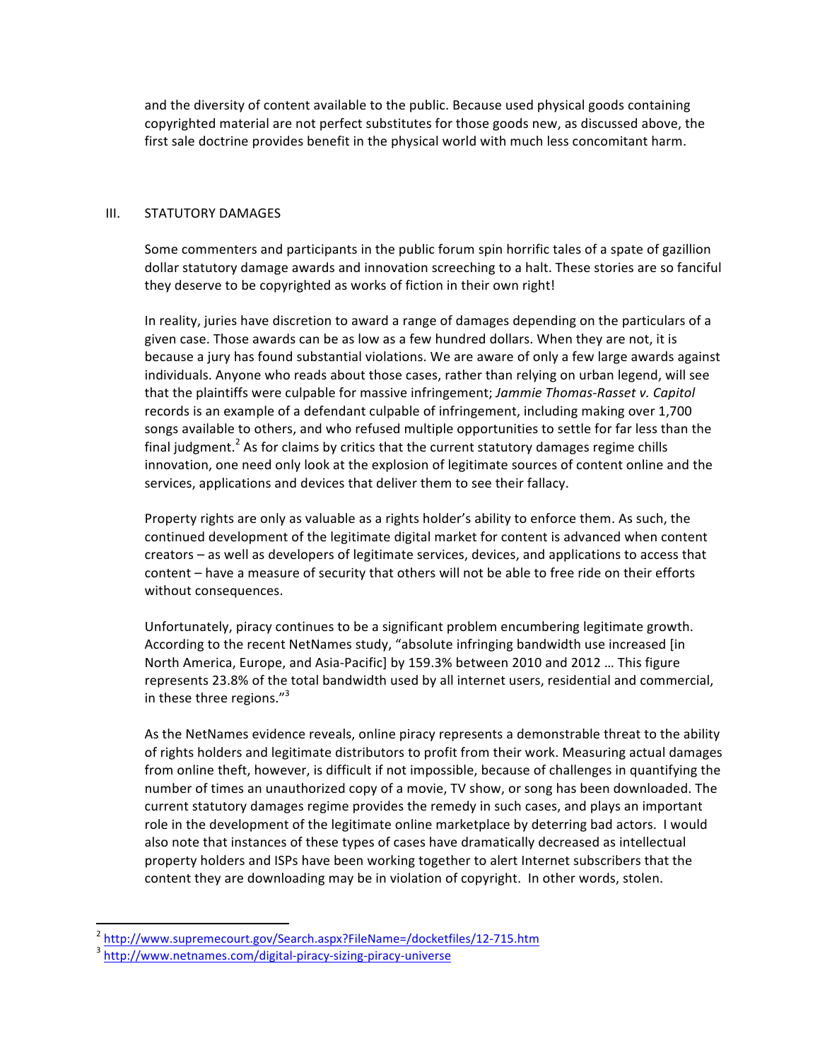and the diversity of content available to the public. Because used physical goods containing copyrighted material are not perfect substitutes for those goods new, as discussed above, the first sale doctrine provides benefit in the physical world with much less concomitant harm.

## III. STATUTORY DAMAGES

Some commenters and participants in the public forum spin horrific tales of a spate of gazillion dollar statutory damage awards and innovation screeching to a halt. These stories are so fanciful they deserve to be copyrighted as works of fiction in their own right!

In reality, juries have discretion to award a range of damages depending on the particulars of a given case. Those awards can be as low as a few hundred dollars. When they are not, it is because a jury has found substantial violations. We are aware of only a few large awards against individuals. Anyone who reads about those cases, rather than relying on urban legend, will see that the plaintiffs were culpable for massive infringement; *Jammie Thomas-Rasset v. Capitol* records is an example of a defendant culpable of infringement, including making over 1,700 songs available to others, and who refused multiple opportunities to settle for far less than the final judgment.[2] As for claims by critics that the current statutory damages regime chills innovation, one need only look at the explosion of legitimate sources of content online and the services, applications and devices that deliver them to see their fallacy.

Property rights are only as valuable as a rights holder's ability to enforce them. As such, the continued development of the legitimate digital market for content is advanced when content creators – as well as developers of legitimate services, devices, and applications to access that content – have a measure of security that others will not be able to free ride on their efforts without consequences.

Unfortunately, piracy continues to be a significant problem encumbering legitimate growth. According to the recent NetNames study, "absolute infringing bandwidth use increased [in North America, Europe, and Asia-Pacific] by 159.3% between 2010 and 2012 … This figure represents 23.8% of the total bandwidth used by all internet users, residential and commercial, in these three regions."[3]

As the NetNames evidence reveals, online piracy represents a demonstrable threat to the ability of rights holders and legitimate distributors to profit from their work. Measuring actual damages from online theft, however, is difficult if not impossible, because of challenges in quantifying the number of times an unauthorized copy of a movie, TV show, or song has been downloaded. The current statutory damages regime provides the remedy in such cases, and plays an important role in the development of the legitimate online marketplace by deterring bad actors. I would also note that instances of these types of cases have dramatically decreased as intellectual property holders and ISPs have been working together to alert Internet subscribers that the content they are downloading may be in violation of copyright. In other words, stolen.

---

[2] http://www.supremecourt.gov/Search.aspx?FileName=/docketfiles/12-715.htm

[3] http://www.netnames.com/digital-piracy-sizing-piracy-universe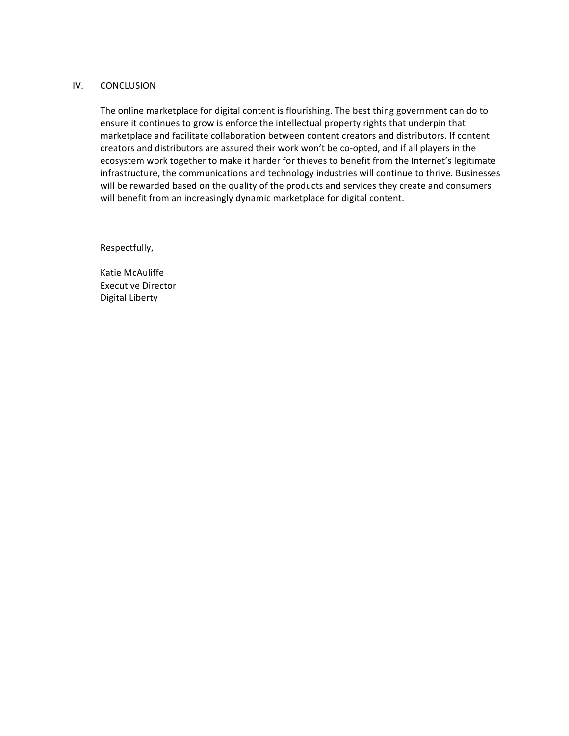## IV. CONCLUSION

The online marketplace for digital content is flourishing. The best thing government can do to ensure it continues to grow is enforce the intellectual property rights that underpin that marketplace and facilitate collaboration between content creators and distributors. If content creators and distributors are assured their work won't be co-opted, and if all players in the ecosystem work together to make it harder for thieves to benefit from the Internet's legitimate infrastructure, the communications and technology industries will continue to thrive. Businesses will be rewarded based on the quality of the products and services they create and consumers will benefit from an increasingly dynamic marketplace for digital content.

Respectfully,

Katie McAuliffe  
Executive Director  
Digital Liberty